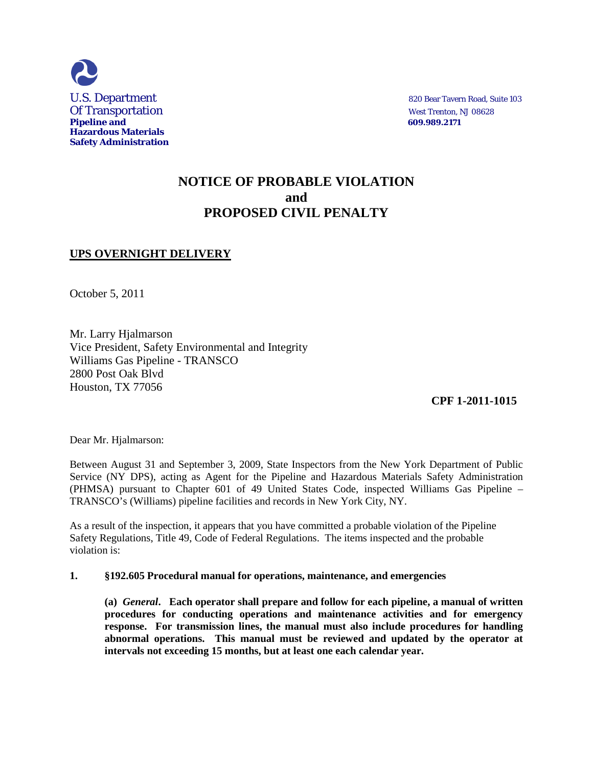U.S. Department
Of Transportation
**Pipeline and Hazardous Materials Safety Administration**

820 Bear Tavern Road, Suite 103
West Trenton, NJ 08628
**609.989.2171**

# NOTICE OF PROBABLE VIOLATION and PROPOSED CIVIL PENALTY

**UPS OVERNIGHT DELIVERY**

October 5, 2011

Mr. Larry Hjalmarson
Vice President, Safety Environmental and Integrity
Williams Gas Pipeline - TRANSCO
2800 Post Oak Blvd
Houston, TX 77056

**CPF 1-2011-1015**

Dear Mr. Hjalmarson:

Between August 31 and September 3, 2009, State Inspectors from the New York Department of Public Service (NY DPS), acting as Agent for the Pipeline and Hazardous Materials Safety Administration (PHMSA) pursuant to Chapter 601 of 49 United States Code, inspected Williams Gas Pipeline – TRANSCO's (Williams) pipeline facilities and records in New York City, NY.

As a result of the inspection, it appears that you have committed a probable violation of the Pipeline Safety Regulations, Title 49, Code of Federal Regulations. The items inspected and the probable violation is:

**1. §192.605 Procedural manual for operations, maintenance, and emergencies**

**(a)** ***General*****. Each operator shall prepare and follow for each pipeline, a manual of written procedures for conducting operations and maintenance activities and for emergency response. For transmission lines, the manual must also include procedures for handling abnormal operations. This manual must be reviewed and updated by the operator at intervals not exceeding 15 months, but at least one each calendar year.**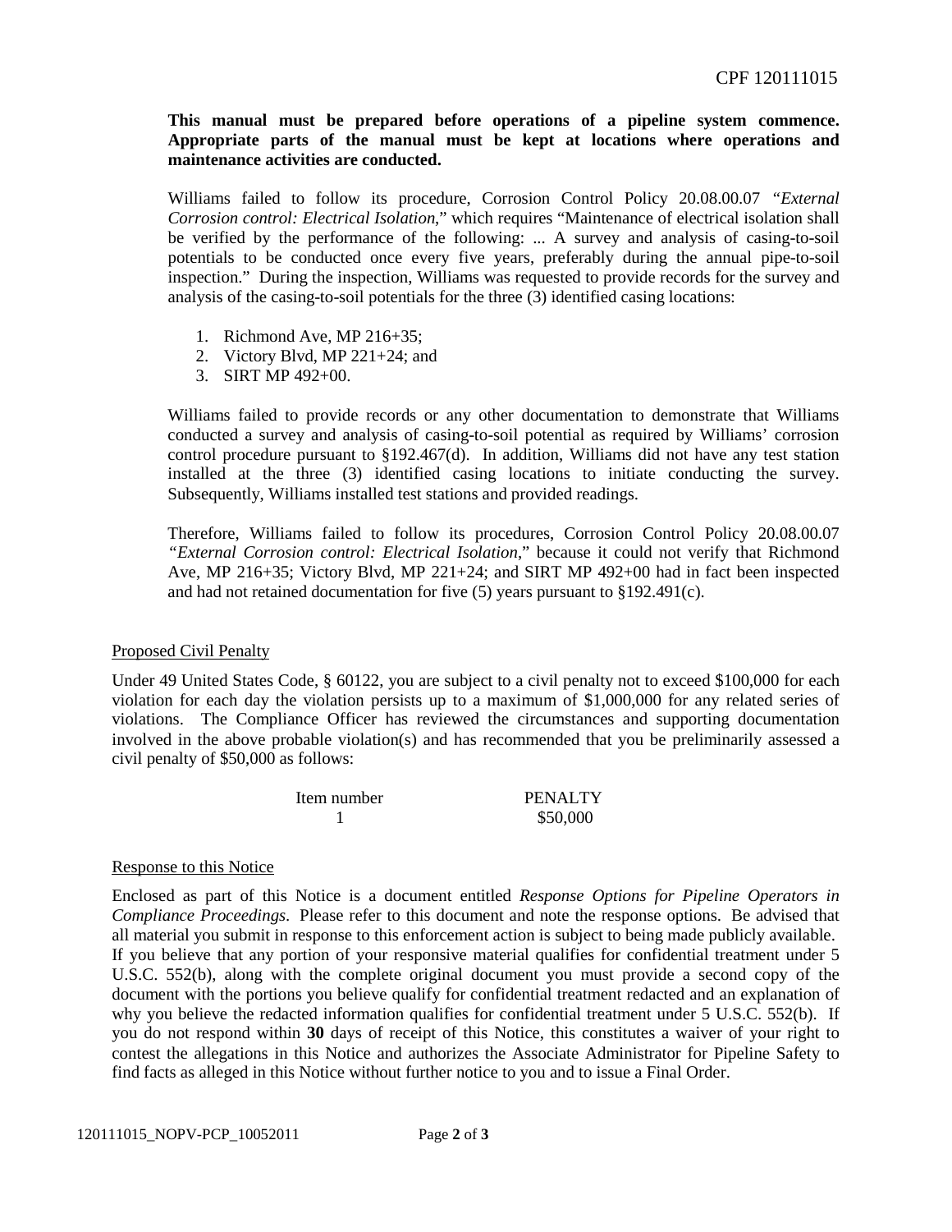**This manual must be prepared before operations of a pipeline system commence. Appropriate parts of the manual must be kept at locations where operations and maintenance activities are conducted.**

Williams failed to follow its procedure, Corrosion Control Policy 20.08.00.07 *"External Corrosion control: Electrical Isolation*," which requires "Maintenance of electrical isolation shall be verified by the performance of the following: ... A survey and analysis of casing-to-soil potentials to be conducted once every five years, preferably during the annual pipe-to-soil inspection." During the inspection, Williams was requested to provide records for the survey and analysis of the casing-to-soil potentials for the three (3) identified casing locations:

1. Richmond Ave, MP 216+35;
2. Victory Blvd, MP 221+24; and
3. SIRT MP 492+00.

Williams failed to provide records or any other documentation to demonstrate that Williams conducted a survey and analysis of casing-to-soil potential as required by Williams' corrosion control procedure pursuant to §192.467(d). In addition, Williams did not have any test station installed at the three (3) identified casing locations to initiate conducting the survey. Subsequently, Williams installed test stations and provided readings.

Therefore, Williams failed to follow its procedures, Corrosion Control Policy 20.08.00.07 *"External Corrosion control: Electrical Isolation*," because it could not verify that Richmond Ave, MP 216+35; Victory Blvd, MP 221+24; and SIRT MP 492+00 had in fact been inspected and had not retained documentation for five (5) years pursuant to §192.491(c).

## Proposed Civil Penalty

Under 49 United States Code, § 60122, you are subject to a civil penalty not to exceed $100,000 for each violation for each day the violation persists up to a maximum of $1,000,000 for any related series of violations. The Compliance Officer has reviewed the circumstances and supporting documentation involved in the above probable violation(s) and has recommended that you be preliminarily assessed a civil penalty of $50,000 as follows:

| Item number | PENALTY |
|---|---|
| 1 | $50,000 |

## Response to this Notice

Enclosed as part of this Notice is a document entitled *Response Options for Pipeline Operators in Compliance Proceedings*. Please refer to this document and note the response options. Be advised that all material you submit in response to this enforcement action is subject to being made publicly available. If you believe that any portion of your responsive material qualifies for confidential treatment under 5 U.S.C. 552(b), along with the complete original document you must provide a second copy of the document with the portions you believe qualify for confidential treatment redacted and an explanation of why you believe the redacted information qualifies for confidential treatment under 5 U.S.C. 552(b). If you do not respond within **30** days of receipt of this Notice, this constitutes a waiver of your right to contest the allegations in this Notice and authorizes the Associate Administrator for Pipeline Safety to find facts as alleged in this Notice without further notice to you and to issue a Final Order.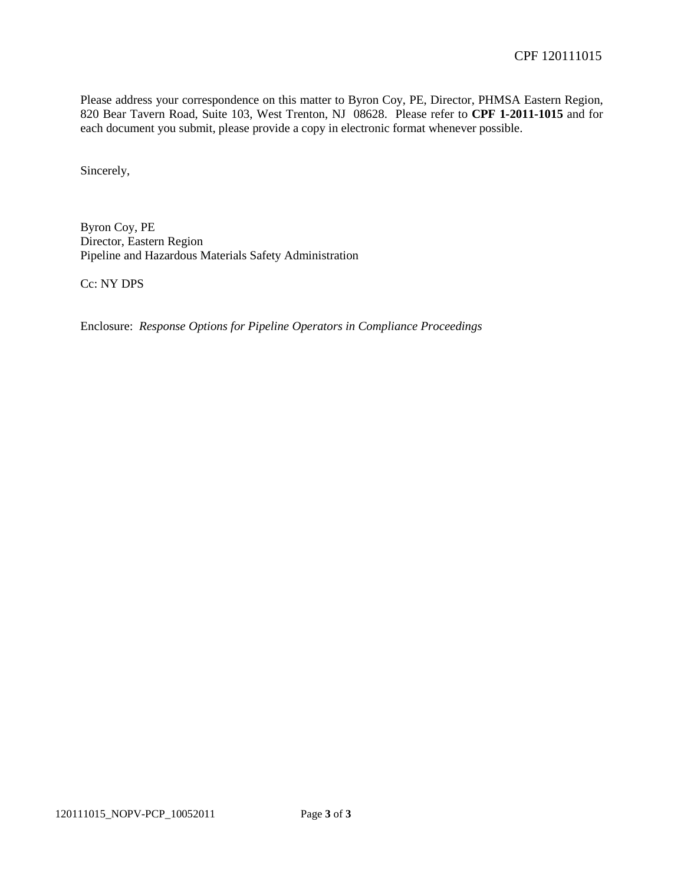Please address your correspondence on this matter to Byron Coy, PE, Director, PHMSA Eastern Region, 820 Bear Tavern Road, Suite 103, West Trenton, NJ 08628. Please refer to **CPF 1-2011-1015** and for each document you submit, please provide a copy in electronic format whenever possible.

Sincerely,

Byron Coy, PE
Director, Eastern Region
Pipeline and Hazardous Materials Safety Administration

Cc: NY DPS

Enclosure: *Response Options for Pipeline Operators in Compliance Proceedings*